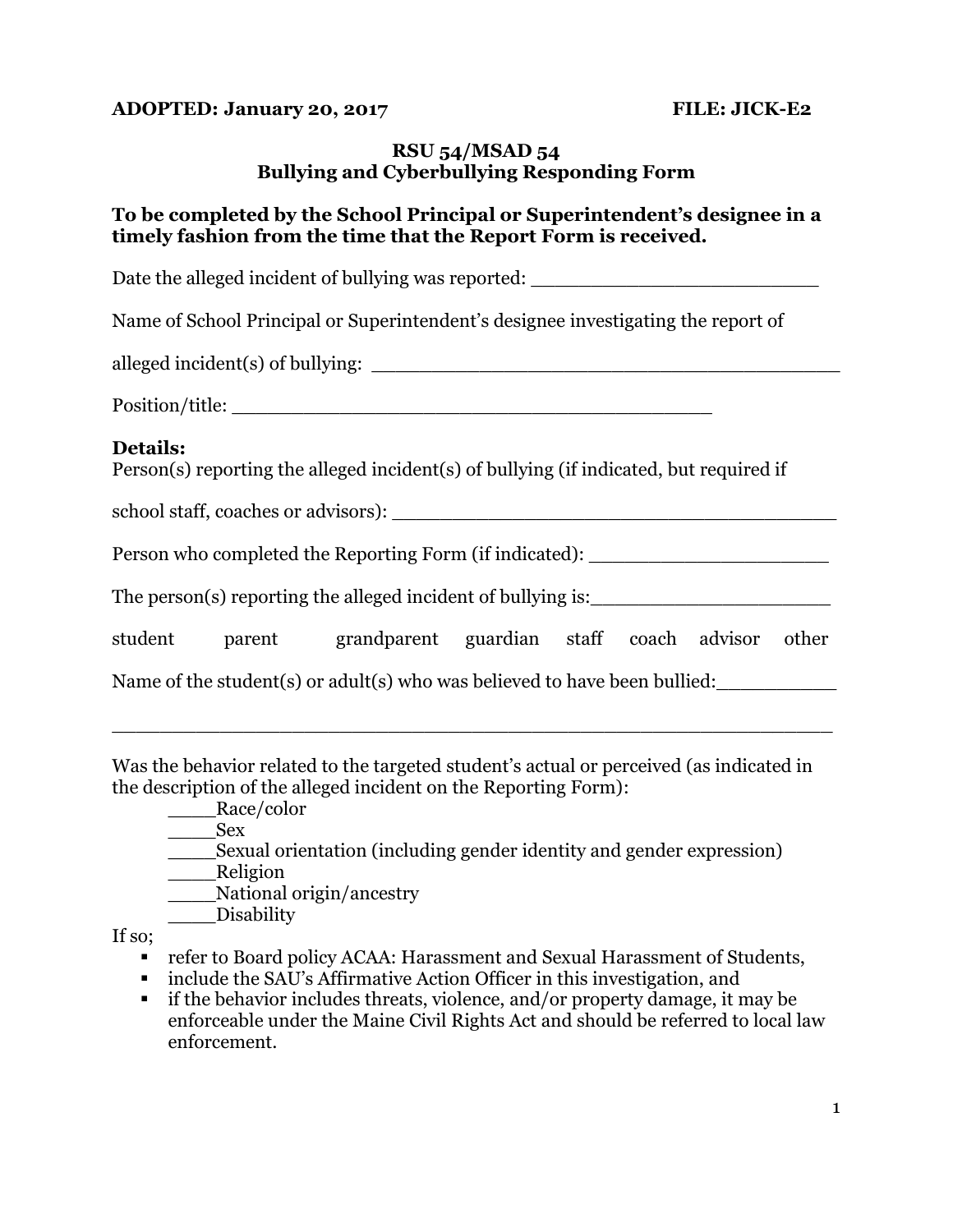**ADOPTED: January 20, 2017** **FILE: JICK-E2**

## RSU 54/MSAD 54
## Bullying and Cyberbullying Responding Form

**To be completed by the School Principal or Superintendent's designee in a timely fashion from the time that the Report Form is received.**

Date the alleged incident of bullying was reported: ________________________

Name of School Principal or Superintendent's designee investigating the report of

alleged incident(s) of bullying: _______________________________________

Position/title: ________________________________________

**Details:**

Person(s) reporting the alleged incident(s) of bullying (if indicated, but required if

school staff, coaches or advisors): ______________________________________

Person who completed the Reporting Form (if indicated): ____________________

The person(s) reporting the alleged incident of bullying is:____________________

student parent grandparent guardian staff coach advisor other

Name of the student(s) or adult(s) who was believed to have been bullied:__________

_______________________________________________________________

Was the behavior related to the targeted student's actual or perceived (as indicated in the description of the alleged incident on the Reporting Form):

- ____Race/color
- ____Sex
- ____Sexual orientation (including gender identity and gender expression)
- ____Religion
- ____National origin/ancestry
- ____Disability

If so;

- refer to Board policy ACAA: Harassment and Sexual Harassment of Students,
- include the SAU's Affirmative Action Officer in this investigation, and
- if the behavior includes threats, violence, and/or property damage, it may be enforceable under the Maine Civil Rights Act and should be referred to local law enforcement.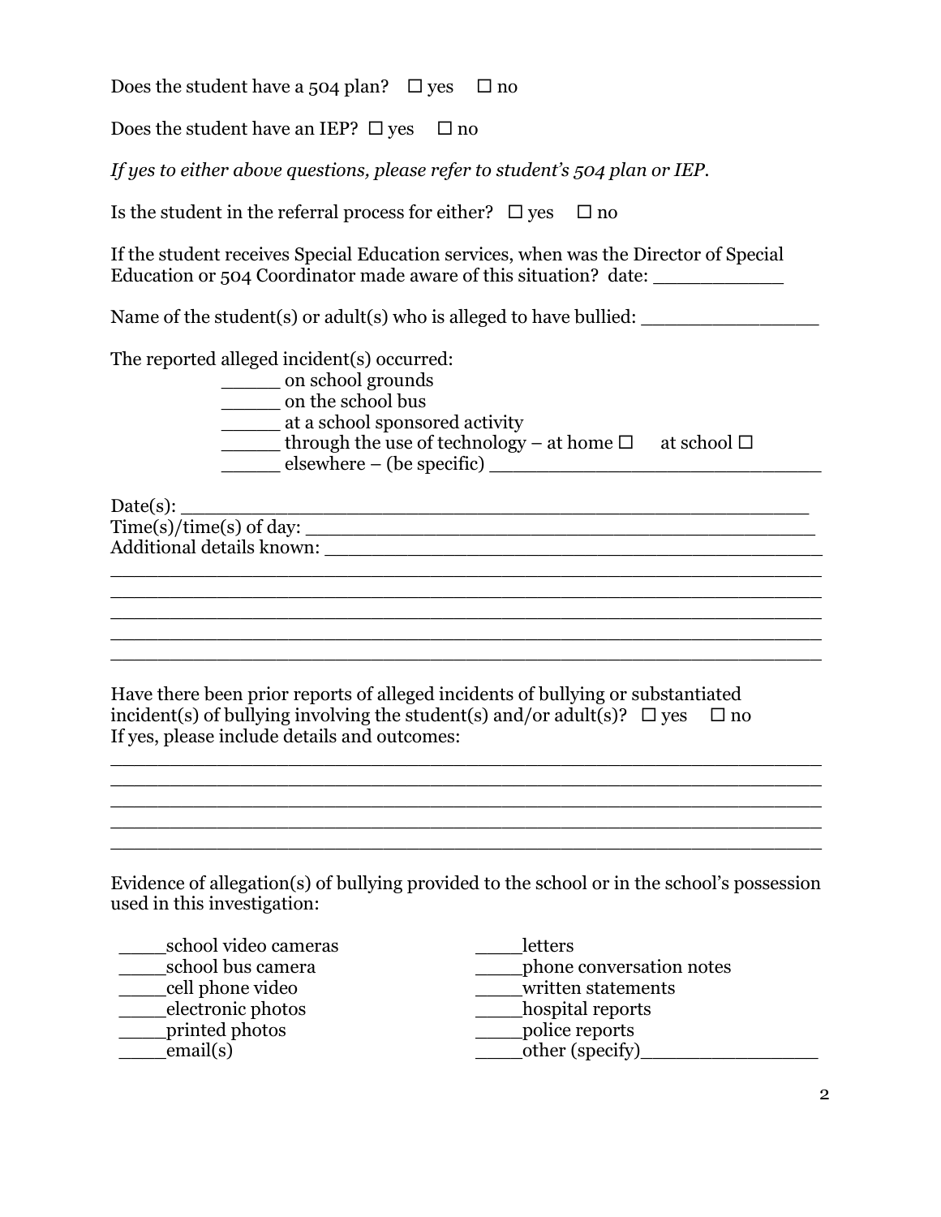Does the student have a 504 plan? ☐ yes ☐ no

Does the student have an IEP? ☐ yes ☐ no

*If yes to either above questions, please refer to student's 504 plan or IEP.*

Is the student in the referral process for either? ☐ yes ☐ no

If the student receives Special Education services, when was the Director of Special Education or 504 Coordinator made aware of this situation? date: ___________

Name of the student(s) or adult(s) who is alleged to have bullied: _______________

The reported alleged incident(s) occurred:

_____ on school grounds
_____ on the school bus
_____ at a school sponsored activity
_____ through the use of technology – at home ☐ at school ☐
_____ elsewhere – (be specific) ____________________________

Date(s): ________________________________________________
Time(s)/time(s) of day: ___________________________________________
Additional details known: __________________________________________
____________________________________________________________
____________________________________________________________
____________________________________________________________
____________________________________________________________
____________________________________________________________

Have there been prior reports of alleged incidents of bullying or substantiated incident(s) of bullying involving the student(s) and/or adult(s)? ☐ yes ☐ no
If yes, please include details and outcomes:

____________________________________________________________
____________________________________________________________
____________________________________________________________
____________________________________________________________
____________________________________________________________

Evidence of allegation(s) of bullying provided to the school or in the school's possession used in this investigation:

____school video cameras
____school bus camera
____cell phone video
____electronic photos
____printed photos
____email(s)
____letters
____phone conversation notes
____written statements
____hospital reports
____police reports
____other (specify)_______________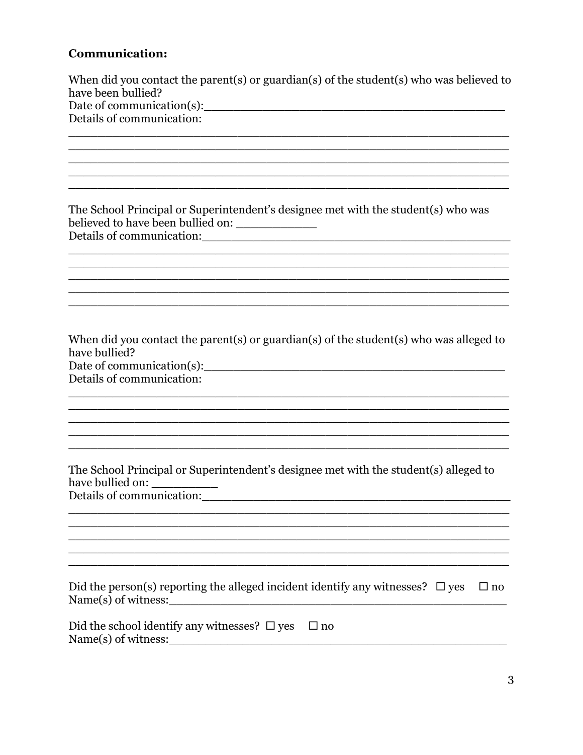**Communication:**

When did you contact the parent(s) or guardian(s) of the student(s) who was believed to have been bullied?

Date of communication(s):___________________________________________

Details of communication:

______________________________________________________________

______________________________________________________________

______________________________________________________________

______________________________________________________________

______________________________________________________________

The School Principal or Superintendent's designee met with the student(s) who was believed to have been bullied on: ___________

Details of communication:_____________________________________________

______________________________________________________________

______________________________________________________________

______________________________________________________________

______________________________________________________________

______________________________________________________________

When did you contact the parent(s) or guardian(s) of the student(s) who was alleged to have bullied?

Date of communication(s):___________________________________________

Details of communication:

______________________________________________________________

______________________________________________________________

______________________________________________________________

______________________________________________________________

______________________________________________________________

The School Principal or Superintendent's designee met with the student(s) alleged to have bullied on: _________

Details of communication:_____________________________________________

______________________________________________________________

______________________________________________________________

______________________________________________________________

______________________________________________________________

______________________________________________________________

Did the person(s) reporting the alleged incident identify any witnesses? ☐ yes ☐ no

Name(s) of witness:_____________________________________________________

Did the school identify any witnesses? ☐ yes ☐ no

Name(s) of witness:_____________________________________________________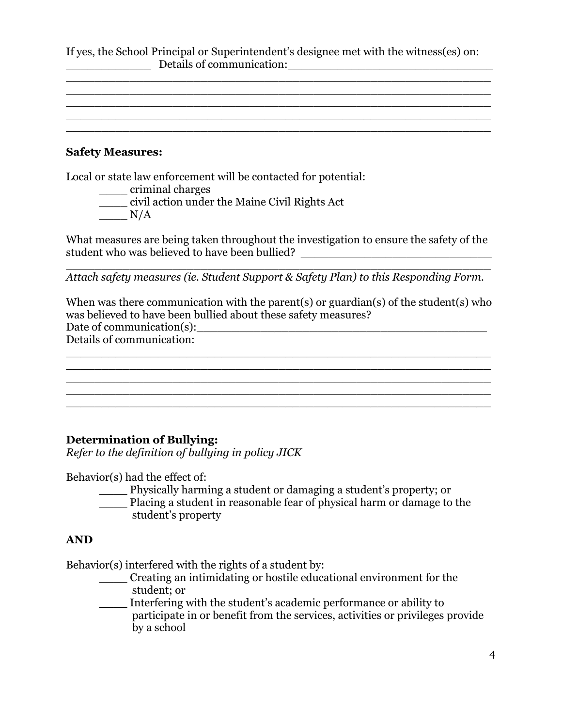If yes, the School Principal or Superintendent's designee met with the witness(es) on: ____________ Details of communication:______________________________
____________________________________________________________
____________________________________________________________
____________________________________________________________
____________________________________________________________
____________________________________________________________

**Safety Measures:**

Local or state law enforcement will be contacted for potential:

____ criminal charges
____ civil action under the Maine Civil Rights Act
____ N/A

What measures are being taken throughout the investigation to ensure the safety of the student who was believed to have been bullied? ____________________________
____________________________________________________________
*Attach safety measures (ie. Student Support & Safety Plan) to this Responding Form.*

When was there communication with the parent(s) or guardian(s) of the student(s) who was believed to have been bullied about these safety measures?
Date of communication(s):_________________________________________
Details of communication:
____________________________________________________________
____________________________________________________________
____________________________________________________________
____________________________________________________________
____________________________________________________________

**Determination of Bullying:**
*Refer to the definition of bullying in policy JICK*

Behavior(s) had the effect of:

____ Physically harming a student or damaging a student's property; or
____ Placing a student in reasonable fear of physical harm or damage to the student's property

**AND**

Behavior(s) interfered with the rights of a student by:

____ Creating an intimidating or hostile educational environment for the student; or
____ Interfering with the student's academic performance or ability to participate in or benefit from the services, activities or privileges provide by a school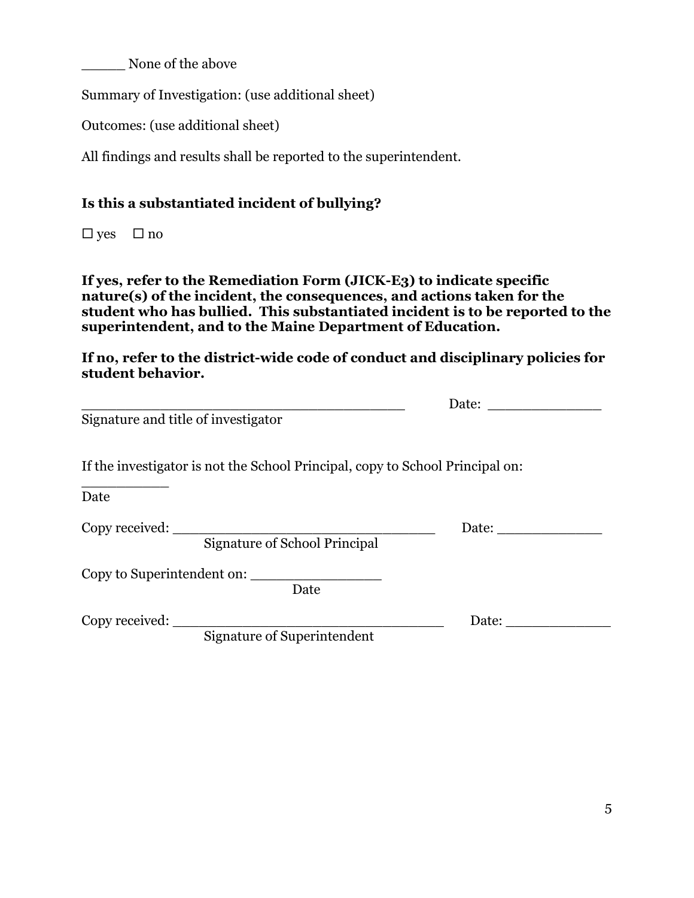_____ None of the above

Summary of Investigation: (use additional sheet)

Outcomes: (use additional sheet)

All findings and results shall be reported to the superintendent.

**Is this a substantiated incident of bullying?**

☐ yes ☐ no

**If yes, refer to the Remediation Form (JICK-E3) to indicate specific nature(s) of the incident, the consequences, and actions taken for the student who has bullied. This substantiated incident is to be reported to the superintendent, and to the Maine Department of Education.**

**If no, refer to the district-wide code of conduct and disciplinary policies for student behavior.**

_______________________________________ Date: ______________

Signature and title of investigator

If the investigator is not the School Principal, copy to School Principal on:

__________

Date

Copy received: ________________________________ Date: _____________

Signature of School Principal

Copy to Superintendent on: ________________

Date

Copy received: _________________________________ Date: _____________

Signature of Superintendent